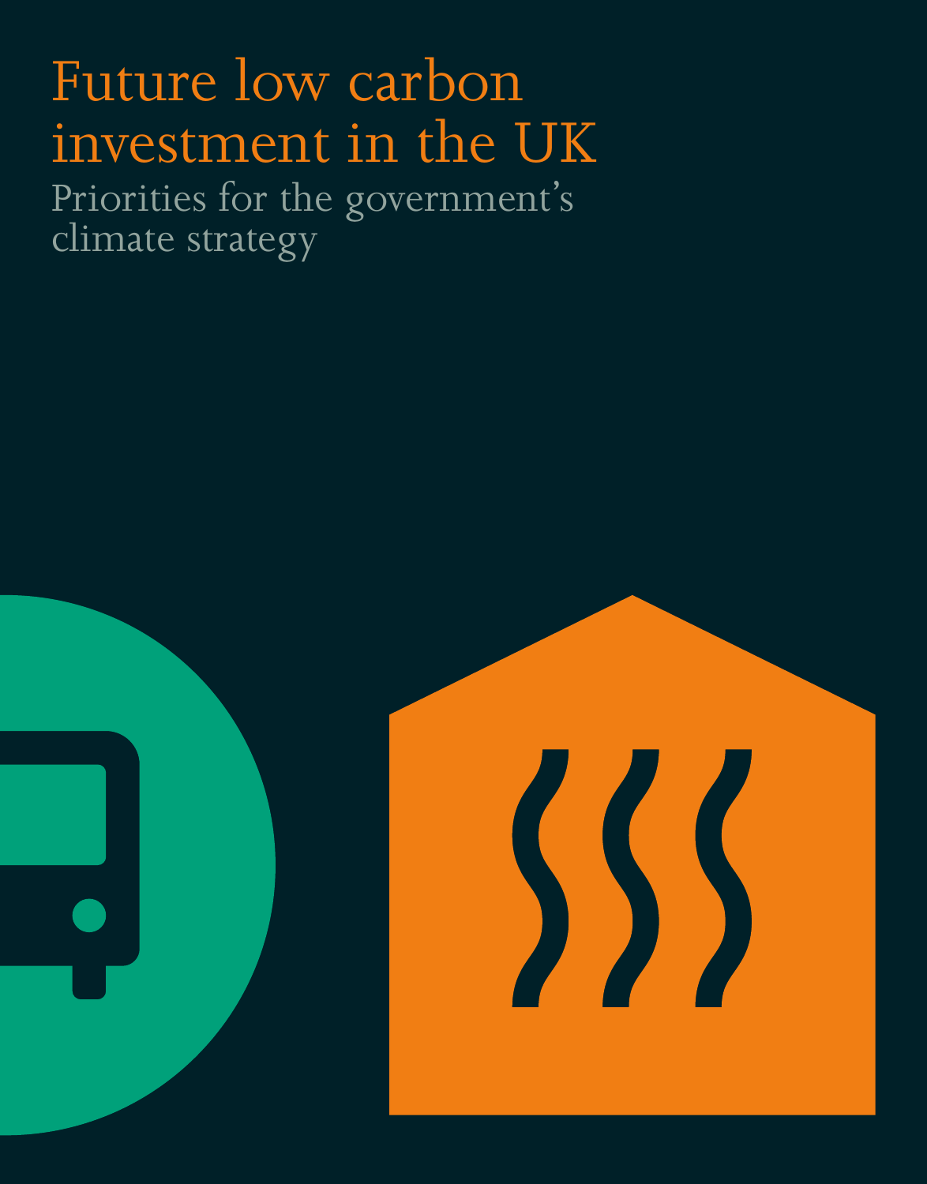# Future low carbon investment in the UK

## Priorities for the government's climate strategy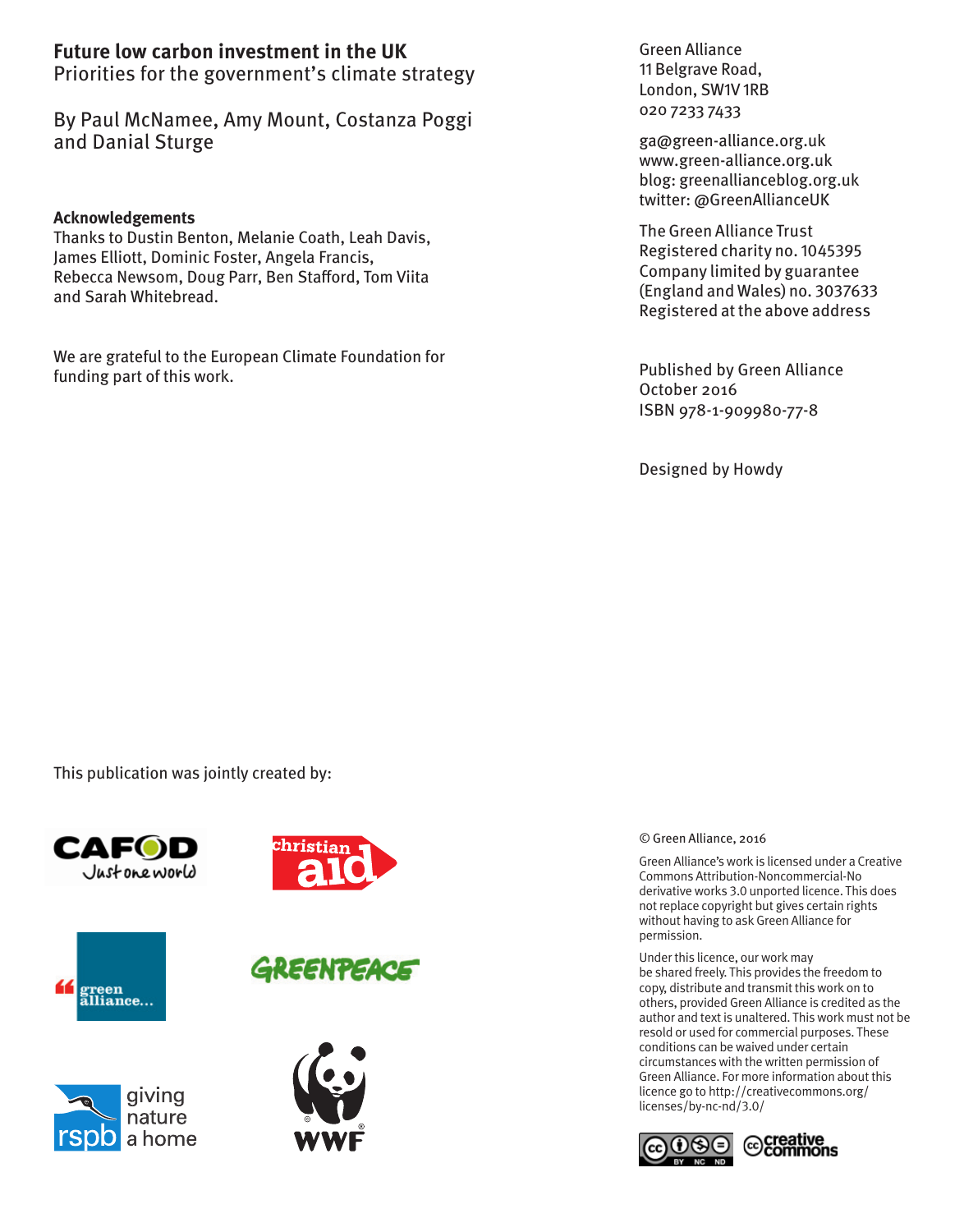**Future low carbon investment in the UK**
Priorities for the government's climate strategy

By Paul McNamee, Amy Mount, Costanza Poggi and Danial Sturge

**Acknowledgements**
Thanks to Dustin Benton, Melanie Coath, Leah Davis, James Elliott, Dominic Foster, Angela Francis, Rebecca Newsom, Doug Parr, Ben Stafford, Tom Viita and Sarah Whitebread.

We are grateful to the European Climate Foundation for funding part of this work.

This publication was jointly created by:

CAFOD Just one world
christian aid
green alliance...
GREENPEACE
rspb giving nature a home
WWF

Green Alliance
11 Belgrave Road,
London, SW1V 1RB
020 7233 7433

ga@green-alliance.org.uk
www.green-alliance.org.uk
blog: greenallianceblog.org.uk
twitter: @GreenAllianceUK

The Green Alliance Trust
Registered charity no. 1045395
Company limited by guarantee
(England and Wales) no. 3037633
Registered at the above address

Published by Green Alliance
October 2016
ISBN 978-1-909980-77-8

Designed by Howdy

© Green Alliance, 2016

Green Alliance's work is licensed under a Creative Commons Attribution-Noncommercial-No derivative works 3.0 unported licence. This does not replace copyright but gives certain rights without having to ask Green Alliance for permission.

Under this licence, our work may be shared freely. This provides the freedom to copy, distribute and transmit this work on to others, provided Green Alliance is credited as the author and text is unaltered. This work must not be resold or used for commercial purposes. These conditions can be waived under certain circumstances with the written permission of Green Alliance. For more information about this licence go to http://creativecommons.org/licenses/by-nc-nd/3.0/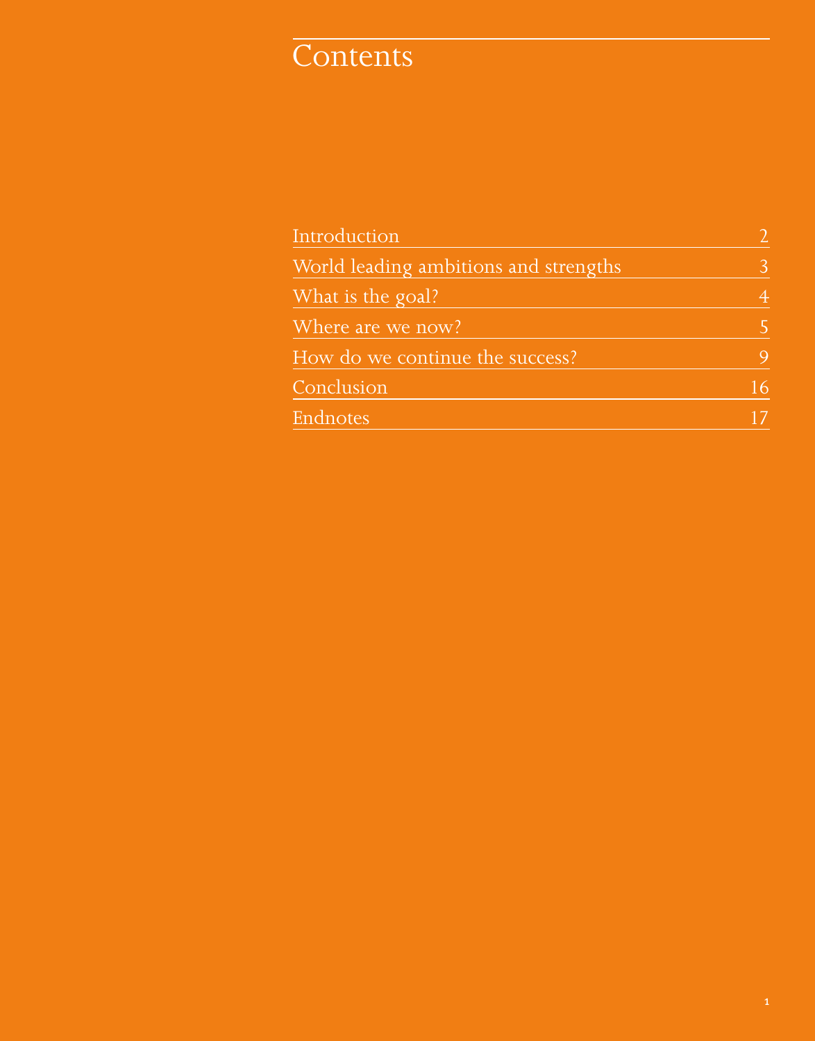# Contents

| | |
|---|---|
| Introduction | 2 |
| World leading ambitions and strengths | 3 |
| What is the goal? | 4 |
| Where are we now? | 5 |
| How do we continue the success? | 9 |
| Conclusion | 16 |
| Endnotes | 17 |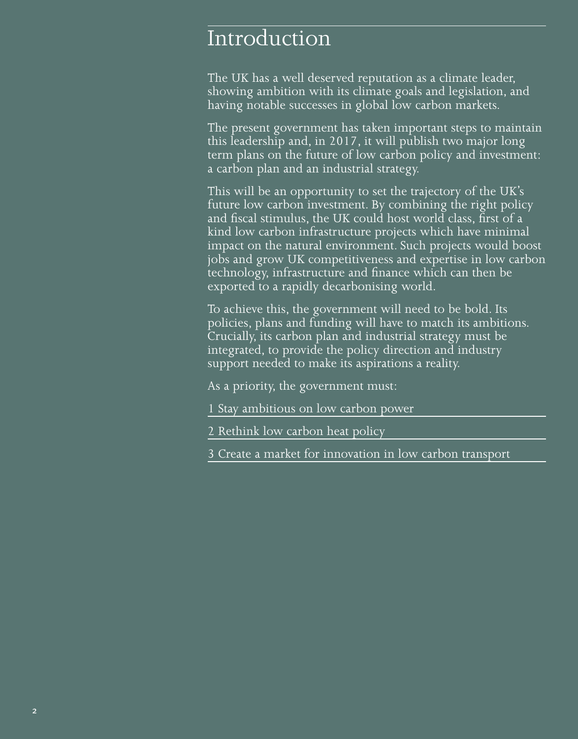# Introduction

The UK has a well deserved reputation as a climate leader, showing ambition with its climate goals and legislation, and having notable successes in global low carbon markets.

The present government has taken important steps to maintain this leadership and, in 2017, it will publish two major long term plans on the future of low carbon policy and investment: a carbon plan and an industrial strategy.

This will be an opportunity to set the trajectory of the UK's future low carbon investment. By combining the right policy and fiscal stimulus, the UK could host world class, first of a kind low carbon infrastructure projects which have minimal impact on the natural environment. Such projects would boost jobs and grow UK competitiveness and expertise in low carbon technology, infrastructure and finance which can then be exported to a rapidly decarbonising world.

To achieve this, the government will need to be bold. Its policies, plans and funding will have to match its ambitions. Crucially, its carbon plan and industrial strategy must be integrated, to provide the policy direction and industry support needed to make its aspirations a reality.

As a priority, the government must:

1 Stay ambitious on low carbon power

2 Rethink low carbon heat policy

3 Create a market for innovation in low carbon transport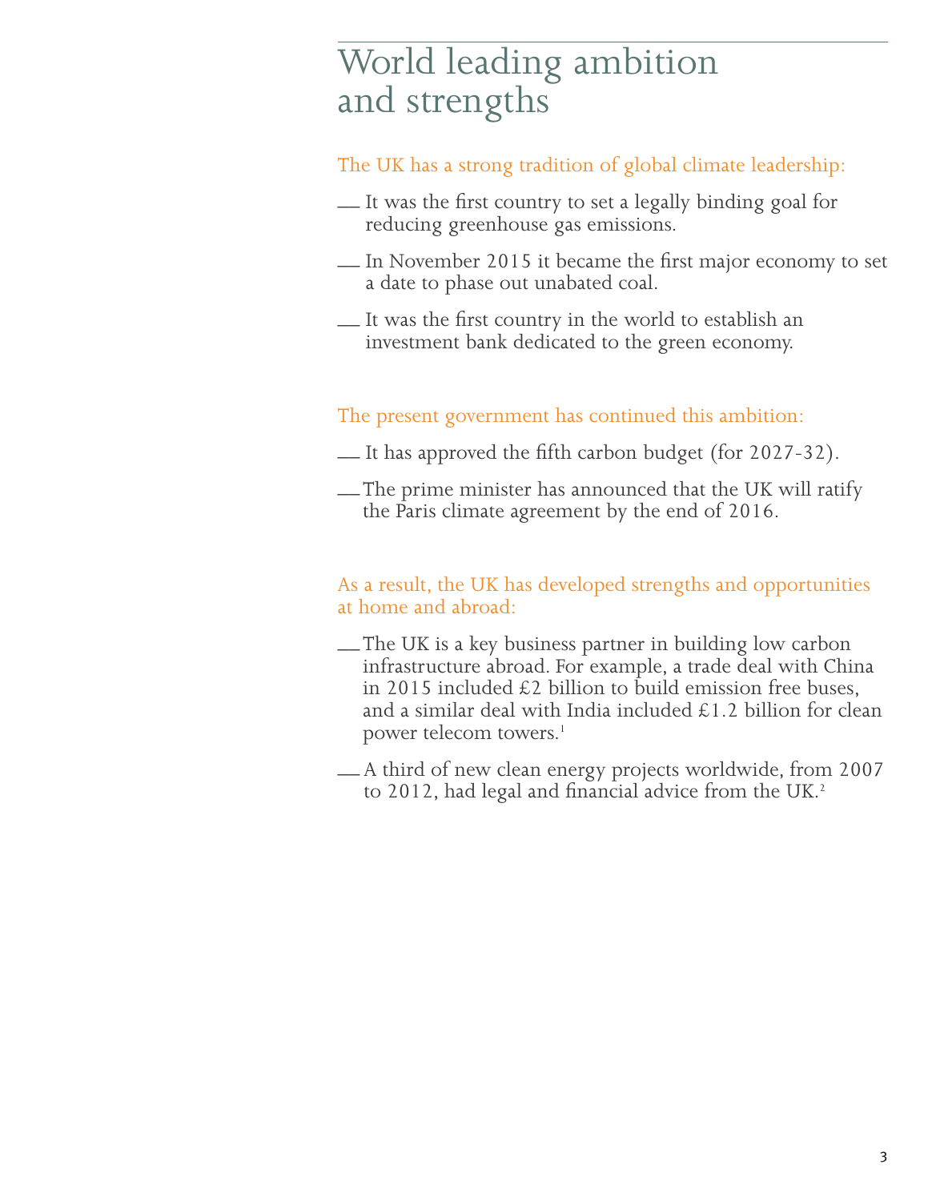# World leading ambition and strengths

The UK has a strong tradition of global climate leadership:

- It was the first country to set a legally binding goal for reducing greenhouse gas emissions.
- In November 2015 it became the first major economy to set a date to phase out unabated coal.
- It was the first country in the world to establish an investment bank dedicated to the green economy.

The present government has continued this ambition:

- It has approved the fifth carbon budget (for 2027-32).
- The prime minister has announced that the UK will ratify the Paris climate agreement by the end of 2016.

As a result, the UK has developed strengths and opportunities at home and abroad:

- The UK is a key business partner in building low carbon infrastructure abroad. For example, a trade deal with China in 2015 included £2 billion to build emission free buses, and a similar deal with India included £1.2 billion for clean power telecom towers.[1]
- A third of new clean energy projects worldwide, from 2007 to 2012, had legal and financial advice from the UK.[2]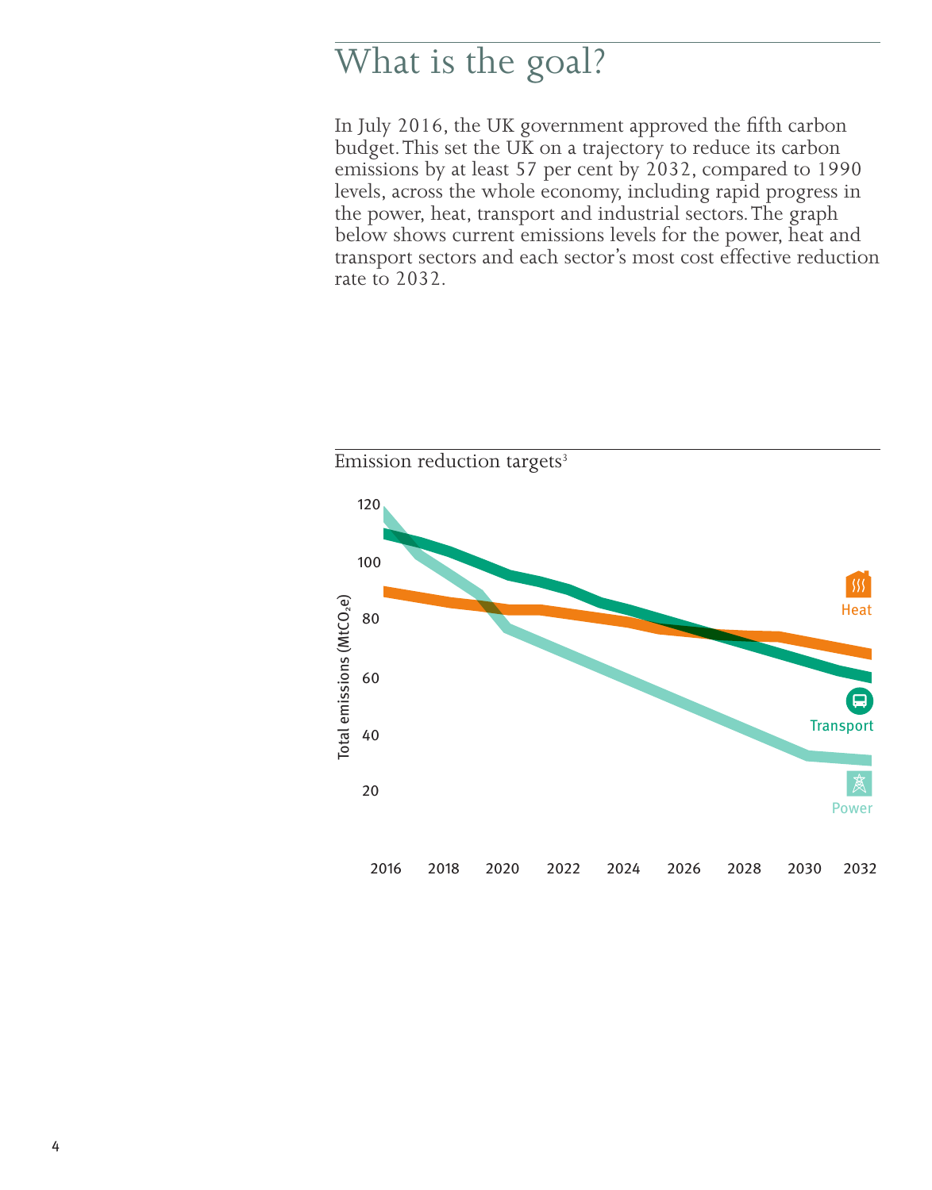# What is the goal?

In July 2016, the UK government approved the fifth carbon budget. This set the UK on a trajectory to reduce its carbon emissions by at least 57 per cent by 2032, compared to 1990 levels, across the whole economy, including rapid progress in the power, heat, transport and industrial sectors. The graph below shows current emissions levels for the power, heat and transport sectors and each sector's most cost effective reduction rate to 2032.

Emission reduction targets[3]

Total emissions ($MtCO_2e$)

120
100
80
60
40
20

2016 2018 2020 2022 2024 2026 2028 2030 2032

Heat

Transport

Power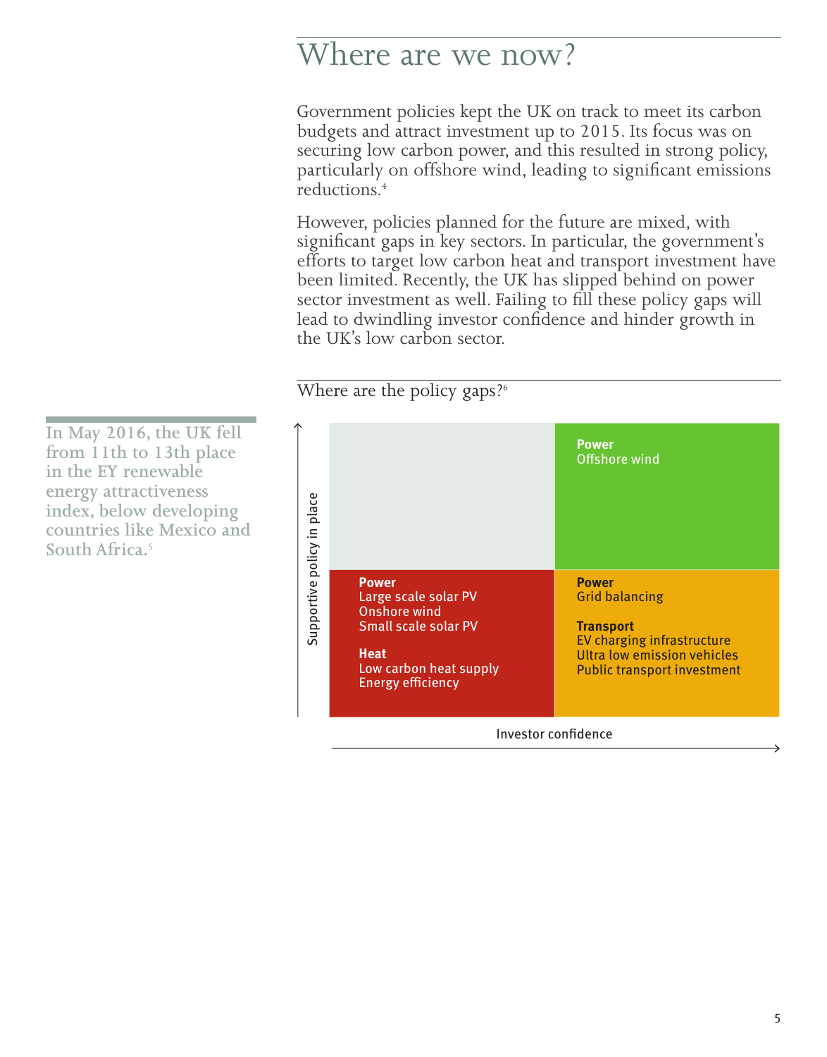# Where are we now?

Government policies kept the UK on track to meet its carbon budgets and attract investment up to 2015. Its focus was on securing low carbon power, and this resulted in strong policy, particularly on offshore wind, leading to significant emissions reductions.[4]

However, policies planned for the future are mixed, with significant gaps in key sectors. In particular, the government's efforts to target low carbon heat and transport investment have been limited. Recently, the UK has slipped behind on power sector investment as well. Failing to fill these policy gaps will lead to dwindling investor confidence and hinder growth in the UK's low carbon sector.

In May 2016, the UK fell from 11th to 13th place in the EY renewable energy attractiveness index, below developing countries like Mexico and South Africa.[5]

## Where are the policy gaps?[6]

| Supportive policy in place ↑ / Investor confidence → | Lower investor confidence | Higher investor confidence |
|---|---|---|
| **Higher supportive policy** | | **Power**<br>Offshore wind |
| **Lower supportive policy** | **Power**<br>Large scale solar PV<br>Onshore wind<br>Small scale solar PV<br><br>**Heat**<br>Low carbon heat supply<br>Energy efficiency | **Power**<br>Grid balancing<br><br>**Transport**<br>EV charging infrastructure<br>Ultra low emission vehicles<br>Public transport investment |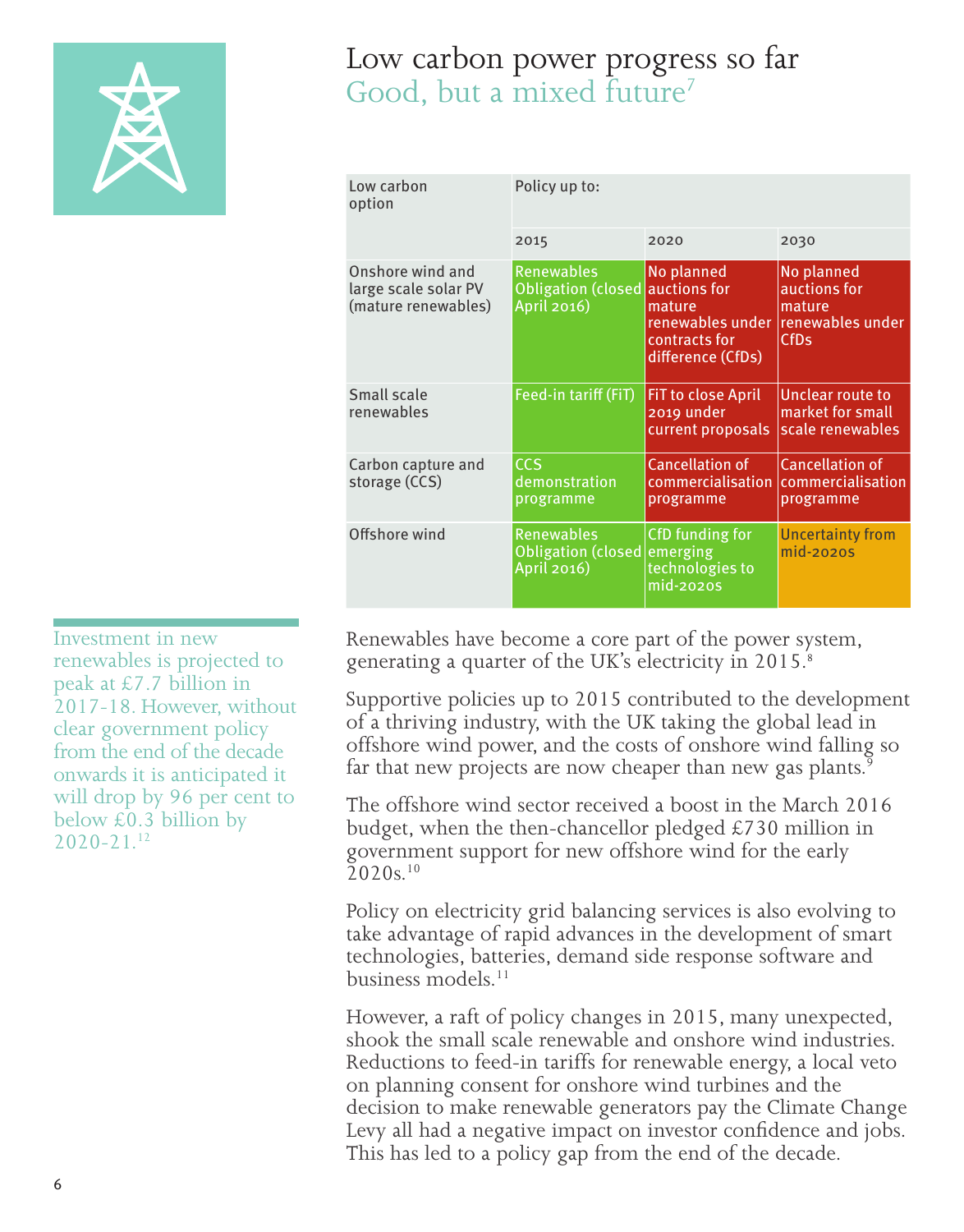# Low carbon power progress so far

## Good, but a mixed future[7]

| Low carbon option | Policy up to: | | |
|---|---|---|---|
| | 2015 | 2020 | 2030 |
| Onshore wind and large scale solar PV (mature renewables) | Renewables Obligation (closed April 2016) | No planned auctions for mature renewables under contracts for difference (CfDs) | No planned auctions for mature renewables under CfDs |
| Small scale renewables | Feed-in tariff (FiT) | FiT to close April 2019 under current proposals | Unclear route to market for small scale renewables |
| Carbon capture and storage (CCS) | CCS demonstration programme | Cancellation of commercialisation programme | Cancellation of commercialisation programme |
| Offshore wind | Renewables Obligation (closed April 2016) | CfD funding for emerging technologies to mid-2020s | Uncertainty from mid-2020s |

Investment in new renewables is projected to peak at £7.7 billion in 2017-18. However, without clear government policy from the end of the decade onwards it is anticipated it will drop by 96 per cent to below £0.3 billion by 2020-21.[12]

Renewables have become a core part of the power system, generating a quarter of the UK's electricity in 2015.[8]

Supportive policies up to 2015 contributed to the development of a thriving industry, with the UK taking the global lead in offshore wind power, and the costs of onshore wind falling so far that new projects are now cheaper than new gas plants.[9]

The offshore wind sector received a boost in the March 2016 budget, when the then-chancellor pledged £730 million in government support for new offshore wind for the early 2020s.[10]

Policy on electricity grid balancing services is also evolving to take advantage of rapid advances in the development of smart technologies, batteries, demand side response software and business models.[11]

However, a raft of policy changes in 2015, many unexpected, shook the small scale renewable and onshore wind industries. Reductions to feed-in tariffs for renewable energy, a local veto on planning consent for onshore wind turbines and the decision to make renewable generators pay the Climate Change Levy all had a negative impact on investor confidence and jobs. This has led to a policy gap from the end of the decade.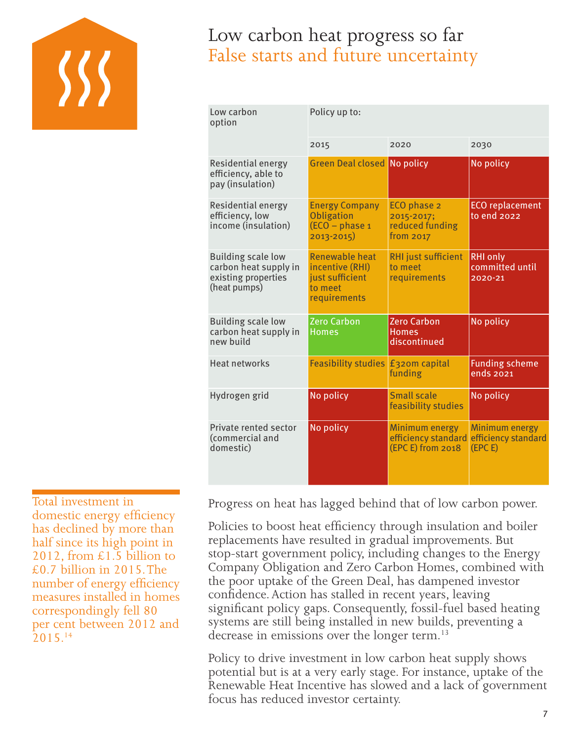# Low carbon heat progress so far

## False starts and future uncertainty

| Low carbon option | Policy up to: | | |
|---|---|---|---|
| | 2015 | 2020 | 2030 |
| Residential energy efficiency, able to pay (insulation) | Green Deal closed | No policy | No policy |
| Residential energy efficiency, low income (insulation) | Energy Company Obligation (ECO – phase 1 2013-2015) | ECO phase 2 2015-2017; reduced funding from 2017 | ECO replacement to end 2022 |
| Building scale low carbon heat supply in existing properties (heat pumps) | Renewable heat incentive (RHI) just sufficient to meet requirements | RHI just sufficient to meet requirements | RHI only committed until 2020-21 |
| Building scale low carbon heat supply in new build | Zero Carbon Homes | Zero Carbon Homes discontinued | No policy |
| Heat networks | Feasibility studies | £320m capital funding | Funding scheme ends 2021 |
| Hydrogen grid | No policy | Small scale feasibility studies | No policy |
| Private rented sector (commercial and domestic) | No policy | Minimum energy efficiency standard (EPC E) from 2018 | Minimum energy efficiency standard (EPC E) |

Total investment in domestic energy efficiency has declined by more than half since its high point in 2012, from £1.5 billion to £0.7 billion in 2015. The number of energy efficiency measures installed in homes correspondingly fell 80 per cent between 2012 and 2015.[14]

Progress on heat has lagged behind that of low carbon power.

Policies to boost heat efficiency through insulation and boiler replacements have resulted in gradual improvements. But stop-start government policy, including changes to the Energy Company Obligation and Zero Carbon Homes, combined with the poor uptake of the Green Deal, has dampened investor confidence. Action has stalled in recent years, leaving significant policy gaps. Consequently, fossil-fuel based heating systems are still being installed in new builds, preventing a decrease in emissions over the longer term.[13]

Policy to drive investment in low carbon heat supply shows potential but is at a very early stage. For instance, uptake of the Renewable Heat Incentive has slowed and a lack of government focus has reduced investor certainty.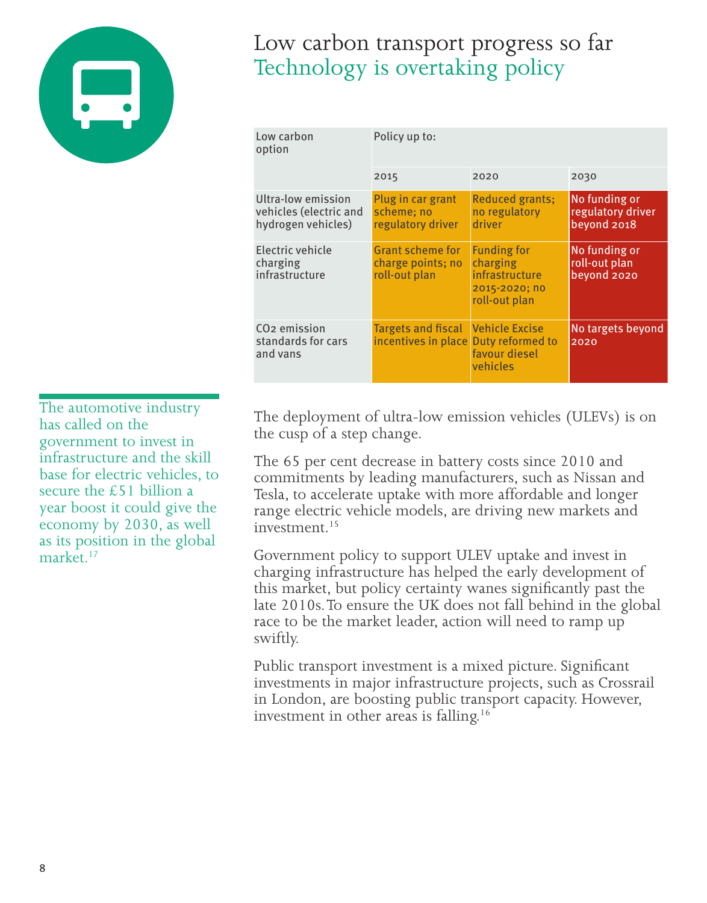# Low carbon transport progress so far

## Technology is overtaking policy

| Low carbon option | Policy up to: | | |
|---|---|---|---|
| | 2015 | 2020 | 2030 |
| Ultra-low emission vehicles (electric and hydrogen vehicles) | Plug in car grant scheme; no regulatory driver | Reduced grants; no regulatory driver | No funding or regulatory driver beyond 2018 |
| Electric vehicle charging infrastructure | Grant scheme for charge points; no roll-out plan | Funding for charging infrastructure 2015-2020; no roll-out plan | No funding or roll-out plan beyond 2020 |
| $CO_2$ emission standards for cars and vans | Targets and fiscal incentives in place | Vehicle Excise Duty reformed to favour diesel vehicles | No targets beyond 2020 |

The automotive industry has called on the government to invest in infrastructure and the skill base for electric vehicles, to secure the £51 billion a year boost it could give the economy by 2030, as well as its position in the global market.[17]

The deployment of ultra-low emission vehicles (ULEVs) is on the cusp of a step change.

The 65 per cent decrease in battery costs since 2010 and commitments by leading manufacturers, such as Nissan and Tesla, to accelerate uptake with more affordable and longer range electric vehicle models, are driving new markets and investment.[15]

Government policy to support ULEV uptake and invest in charging infrastructure has helped the early development of this market, but policy certainty wanes significantly past the late 2010s. To ensure the UK does not fall behind in the global race to be the market leader, action will need to ramp up swiftly.

Public transport investment is a mixed picture. Significant investments in major infrastructure projects, such as Crossrail in London, are boosting public transport capacity. However, investment in other areas is falling.[16]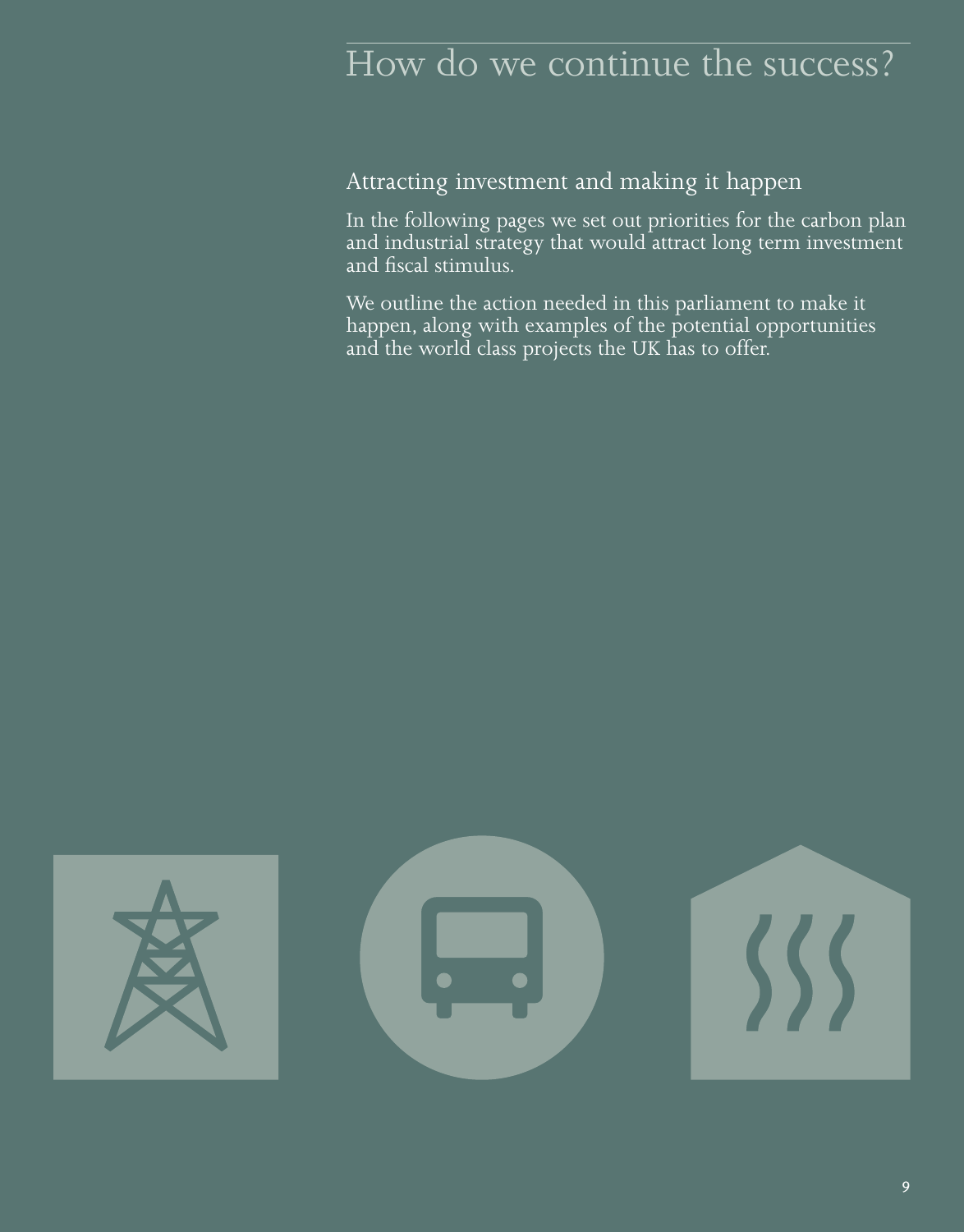# How do we continue the success?

## Attracting investment and making it happen

In the following pages we set out priorities for the carbon plan and industrial strategy that would attract long term investment and fiscal stimulus.

We outline the action needed in this parliament to make it happen, along with examples of the potential opportunities and the world class projects the UK has to offer.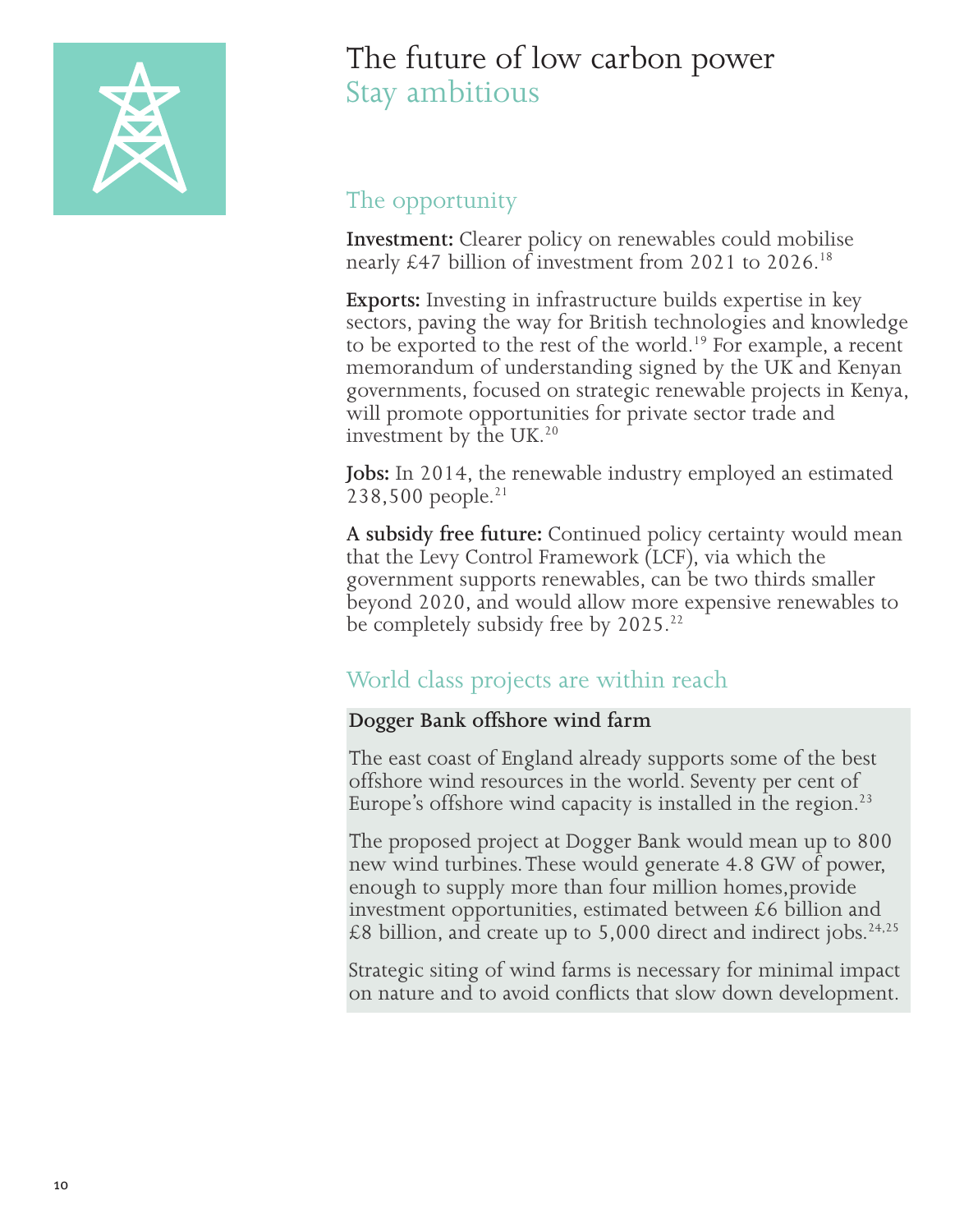# The future of low carbon power

## Stay ambitious

### The opportunity

**Investment:** Clearer policy on renewables could mobilise nearly £47 billion of investment from 2021 to 2026.[18]

**Exports:** Investing in infrastructure builds expertise in key sectors, paving the way for British technologies and knowledge to be exported to the rest of the world.[19] For example, a recent memorandum of understanding signed by the UK and Kenyan governments, focused on strategic renewable projects in Kenya, will promote opportunities for private sector trade and investment by the UK.[20]

**Jobs:** In 2014, the renewable industry employed an estimated 238,500 people.[21]

**A subsidy free future:** Continued policy certainty would mean that the Levy Control Framework (LCF), via which the government supports renewables, can be two thirds smaller beyond 2020, and would allow more expensive renewables to be completely subsidy free by 2025.[22]

### World class projects are within reach

**Dogger Bank offshore wind farm**

The east coast of England already supports some of the best offshore wind resources in the world. Seventy per cent of Europe's offshore wind capacity is installed in the region.[23]

The proposed project at Dogger Bank would mean up to 800 new wind turbines. These would generate 4.8 GW of power, enough to supply more than four million homes,provide investment opportunities, estimated between £6 billion and £8 billion, and create up to 5,000 direct and indirect jobs.[24,25]

Strategic siting of wind farms is necessary for minimal impact on nature and to avoid conflicts that slow down development.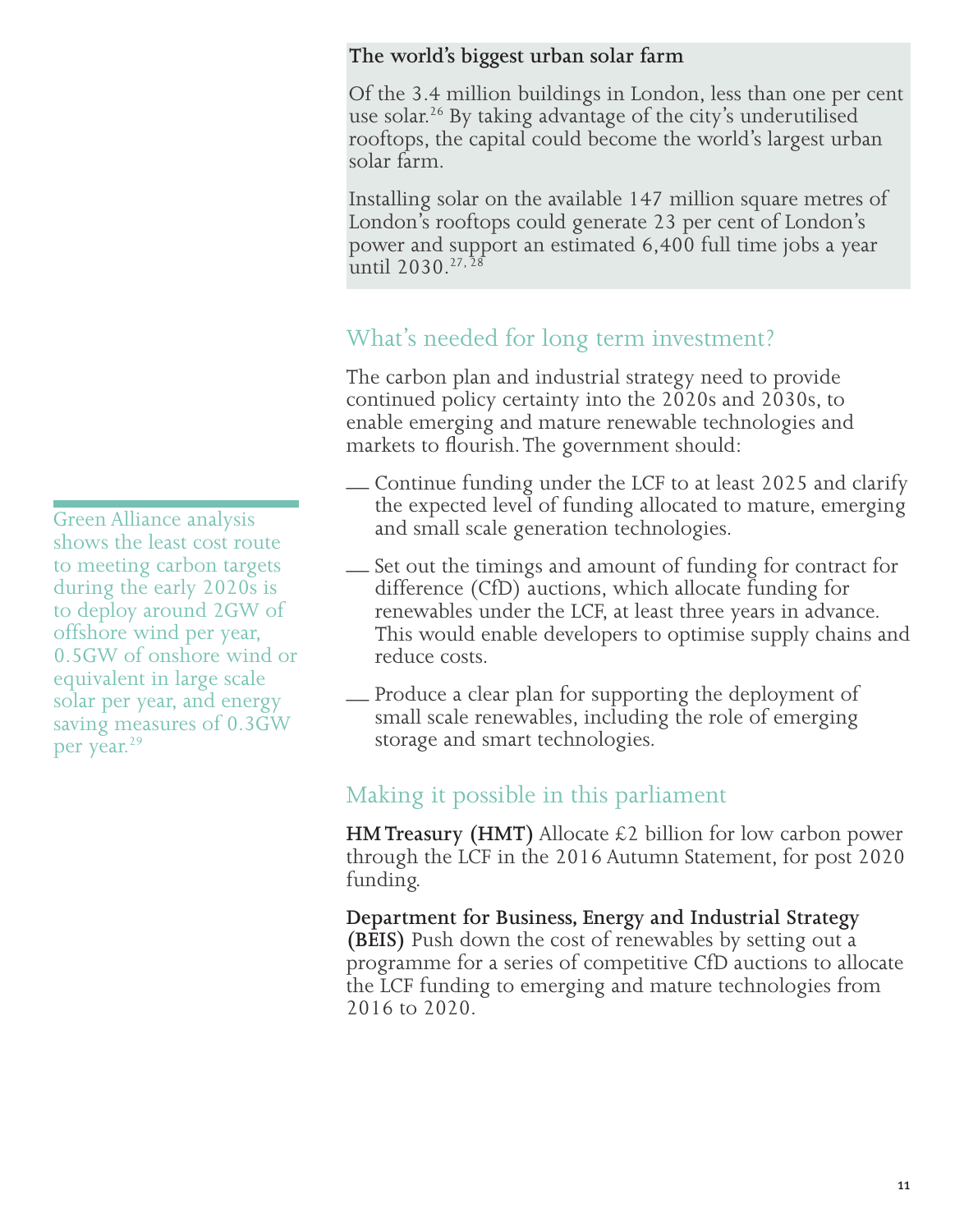**The world's biggest urban solar farm**

Of the 3.4 million buildings in London, less than one per cent use solar.[26] By taking advantage of the city's underutilised rooftops, the capital could become the world's largest urban solar farm.

Installing solar on the available 147 million square metres of London's rooftops could generate 23 per cent of London's power and support an estimated 6,400 full time jobs a year until 2030.[27, 28]

## What's needed for long term investment?

The carbon plan and industrial strategy need to provide continued policy certainty into the 2020s and 2030s, to enable emerging and mature renewable technologies and markets to flourish. The government should:

- Continue funding under the LCF to at least 2025 and clarify the expected level of funding allocated to mature, emerging and small scale generation technologies.
- Set out the timings and amount of funding for contract for difference (CfD) auctions, which allocate funding for renewables under the LCF, at least three years in advance. This would enable developers to optimise supply chains and reduce costs.
- Produce a clear plan for supporting the deployment of small scale renewables, including the role of emerging storage and smart technologies.

Green Alliance analysis shows the least cost route to meeting carbon targets during the early 2020s is to deploy around 2GW of offshore wind per year, 0.5GW of onshore wind or equivalent in large scale solar per year, and energy saving measures of 0.3GW per year.[29]

## Making it possible in this parliament

**HM Treasury (HMT)** Allocate £2 billion for low carbon power through the LCF in the 2016 Autumn Statement, for post 2020 funding.

**Department for Business, Energy and Industrial Strategy (BEIS)** Push down the cost of renewables by setting out a programme for a series of competitive CfD auctions to allocate the LCF funding to emerging and mature technologies from 2016 to 2020.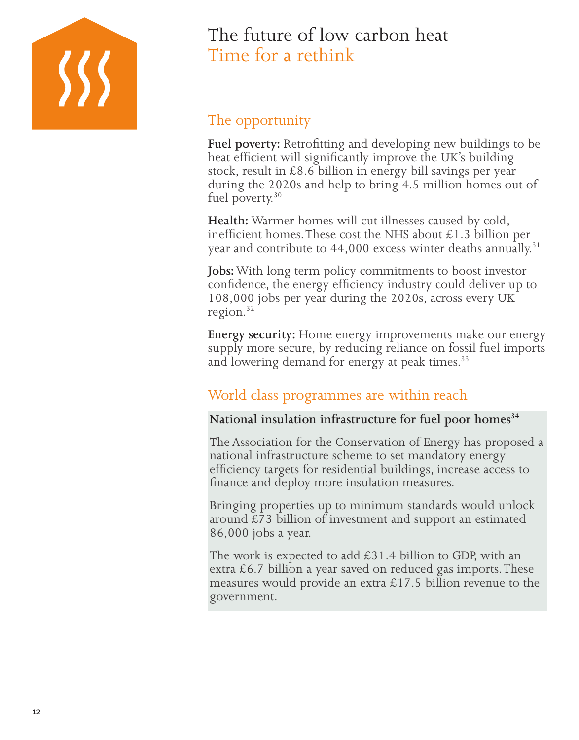# The future of low carbon heat
## Time for a rethink

### The opportunity

**Fuel poverty:** Retrofitting and developing new buildings to be heat efficient will significantly improve the UK's building stock, result in £8.6 billion in energy bill savings per year during the 2020s and help to bring 4.5 million homes out of fuel poverty.[30]

**Health:** Warmer homes will cut illnesses caused by cold, inefficient homes. These cost the NHS about £1.3 billion per year and contribute to 44,000 excess winter deaths annually.[31]

**Jobs:** With long term policy commitments to boost investor confidence, the energy efficiency industry could deliver up to 108,000 jobs per year during the 2020s, across every UK region.[32]

**Energy security:** Home energy improvements make our energy supply more secure, by reducing reliance on fossil fuel imports and lowering demand for energy at peak times.[33]

### World class programmes are within reach

**National insulation infrastructure for fuel poor homes**[34]

The Association for the Conservation of Energy has proposed a national infrastructure scheme to set mandatory energy efficiency targets for residential buildings, increase access to finance and deploy more insulation measures.

Bringing properties up to minimum standards would unlock around £73 billion of investment and support an estimated 86,000 jobs a year.

The work is expected to add £31.4 billion to GDP, with an extra £6.7 billion a year saved on reduced gas imports. These measures would provide an extra £17.5 billion revenue to the government.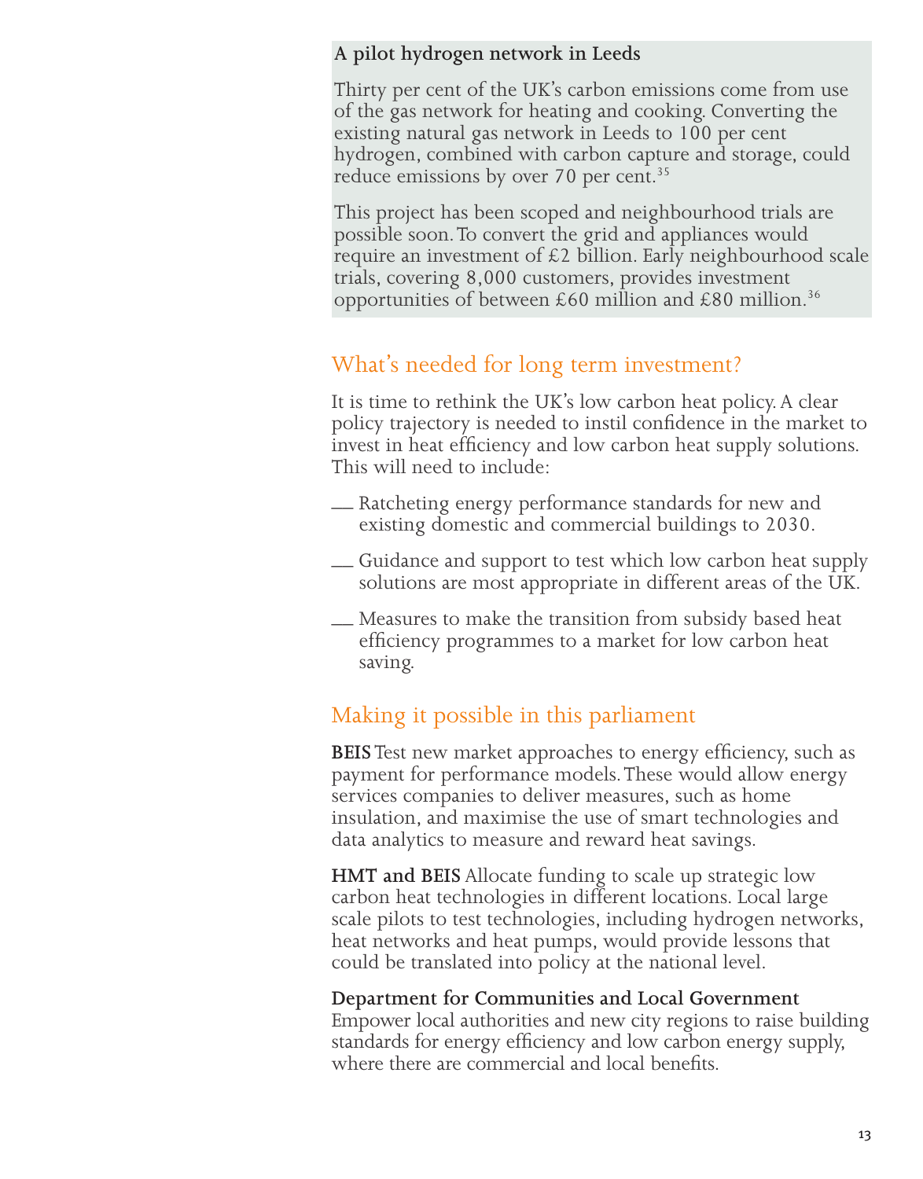**A pilot hydrogen network in Leeds**

Thirty per cent of the UK's carbon emissions come from use of the gas network for heating and cooking. Converting the existing natural gas network in Leeds to 100 per cent hydrogen, combined with carbon capture and storage, could reduce emissions by over 70 per cent.[35]

This project has been scoped and neighbourhood trials are possible soon. To convert the grid and appliances would require an investment of £2 billion. Early neighbourhood scale trials, covering 8,000 customers, provides investment opportunities of between £60 million and £80 million.[36]

## What's needed for long term investment?

It is time to rethink the UK's low carbon heat policy. A clear policy trajectory is needed to instil confidence in the market to invest in heat efficiency and low carbon heat supply solutions. This will need to include:

- Ratcheting energy performance standards for new and existing domestic and commercial buildings to 2030.
- Guidance and support to test which low carbon heat supply solutions are most appropriate in different areas of the UK.
- Measures to make the transition from subsidy based heat efficiency programmes to a market for low carbon heat saving.

## Making it possible in this parliament

**BEIS** Test new market approaches to energy efficiency, such as payment for performance models. These would allow energy services companies to deliver measures, such as home insulation, and maximise the use of smart technologies and data analytics to measure and reward heat savings.

**HMT and BEIS** Allocate funding to scale up strategic low carbon heat technologies in different locations. Local large scale pilots to test technologies, including hydrogen networks, heat networks and heat pumps, would provide lessons that could be translated into policy at the national level.

**Department for Communities and Local Government** Empower local authorities and new city regions to raise building standards for energy efficiency and low carbon energy supply, where there are commercial and local benefits.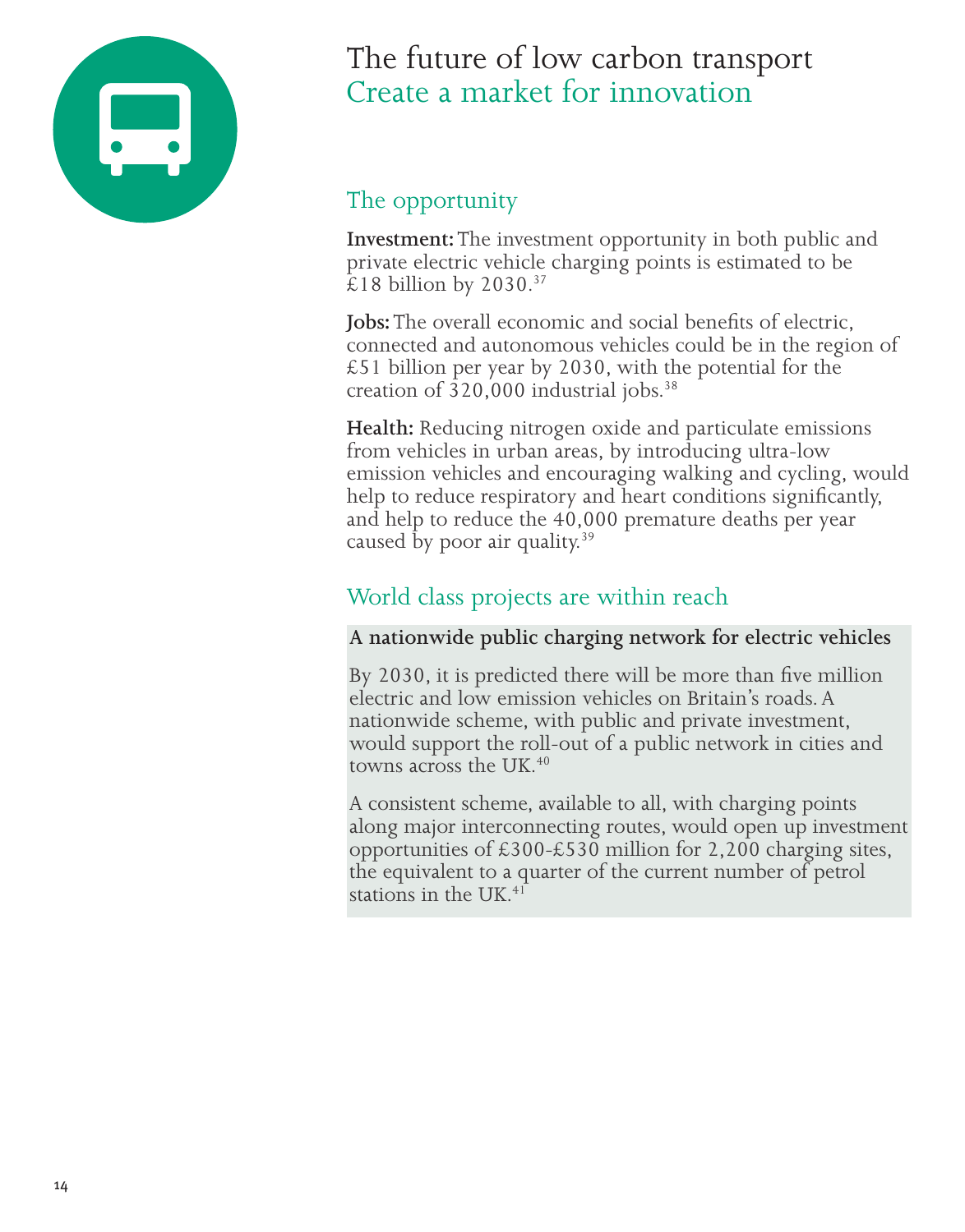# The future of low carbon transport
## Create a market for innovation

### The opportunity

**Investment:** The investment opportunity in both public and private electric vehicle charging points is estimated to be £18 billion by 2030.[37]

**Jobs:** The overall economic and social benefits of electric, connected and autonomous vehicles could be in the region of £51 billion per year by 2030, with the potential for the creation of 320,000 industrial jobs.[38]

**Health:** Reducing nitrogen oxide and particulate emissions from vehicles in urban areas, by introducing ultra-low emission vehicles and encouraging walking and cycling, would help to reduce respiratory and heart conditions significantly, and help to reduce the 40,000 premature deaths per year caused by poor air quality.[39]

### World class projects are within reach

**A nationwide public charging network for electric vehicles**

By 2030, it is predicted there will be more than five million electric and low emission vehicles on Britain's roads. A nationwide scheme, with public and private investment, would support the roll-out of a public network in cities and towns across the UK.[40]

A consistent scheme, available to all, with charging points along major interconnecting routes, would open up investment opportunities of £300-£530 million for 2,200 charging sites, the equivalent to a quarter of the current number of petrol stations in the UK.[41]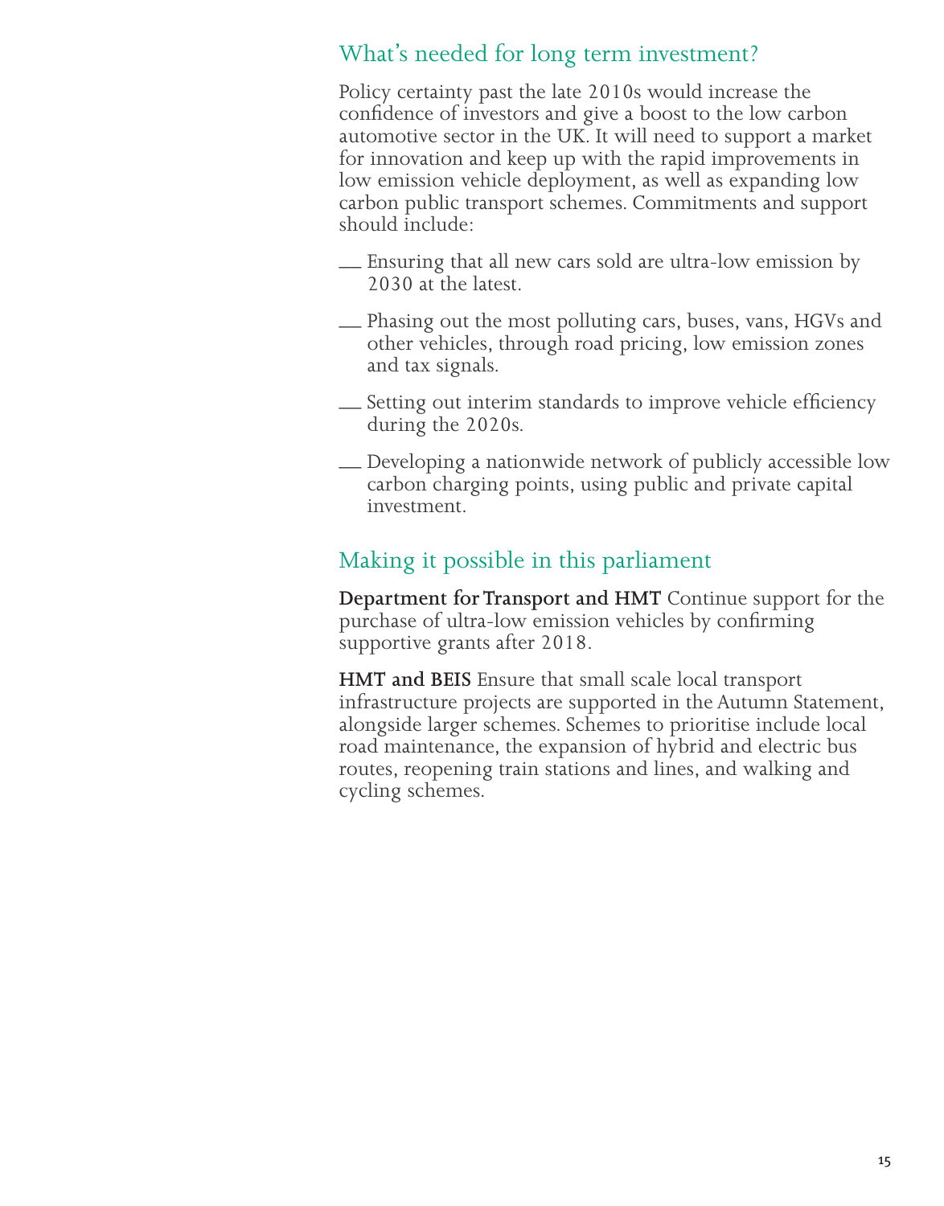## What's needed for long term investment?

Policy certainty past the late 2010s would increase the confidence of investors and give a boost to the low carbon automotive sector in the UK. It will need to support a market for innovation and keep up with the rapid improvements in low emission vehicle deployment, as well as expanding low carbon public transport schemes. Commitments and support should include:

- Ensuring that all new cars sold are ultra-low emission by 2030 at the latest.
- Phasing out the most polluting cars, buses, vans, HGVs and other vehicles, through road pricing, low emission zones and tax signals.
- Setting out interim standards to improve vehicle efficiency during the 2020s.
- Developing a nationwide network of publicly accessible low carbon charging points, using public and private capital investment.

## Making it possible in this parliament

**Department for Transport and HMT** Continue support for the purchase of ultra-low emission vehicles by confirming supportive grants after 2018.

**HMT and BEIS** Ensure that small scale local transport infrastructure projects are supported in the Autumn Statement, alongside larger schemes. Schemes to prioritise include local road maintenance, the expansion of hybrid and electric bus routes, reopening train stations and lines, and walking and cycling schemes.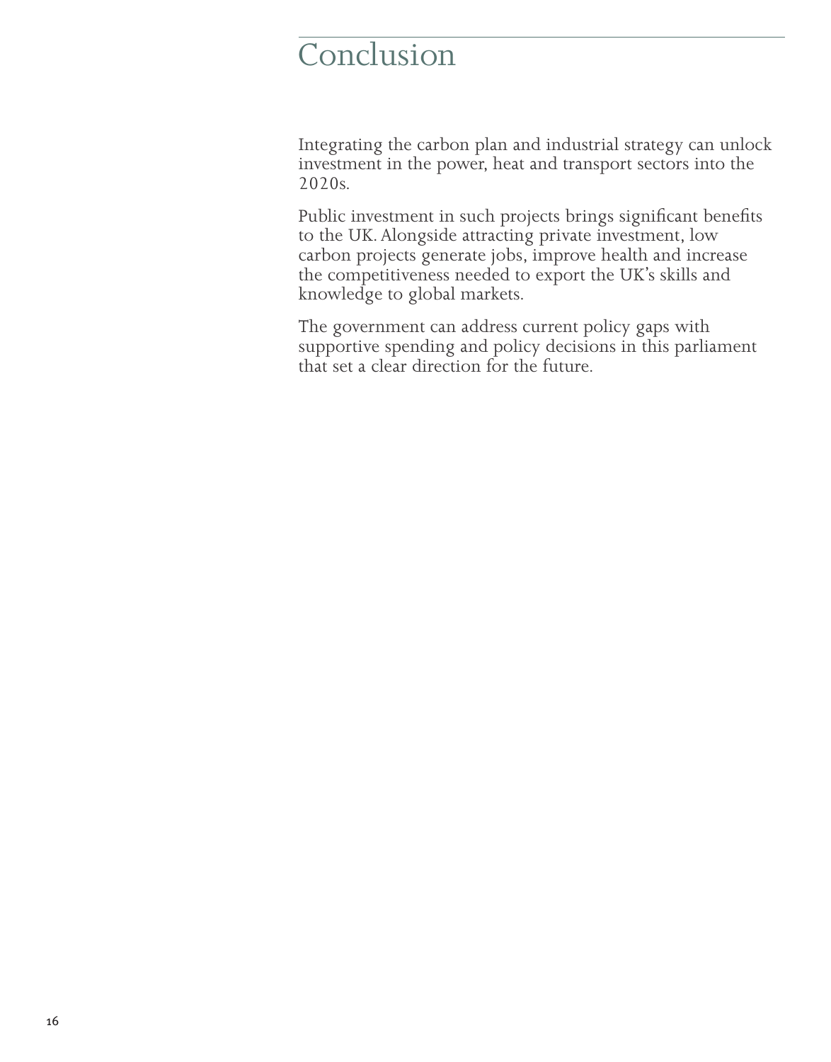# Conclusion

Integrating the carbon plan and industrial strategy can unlock investment in the power, heat and transport sectors into the 2020s.

Public investment in such projects brings significant benefits to the UK. Alongside attracting private investment, low carbon projects generate jobs, improve health and increase the competitiveness needed to export the UK's skills and knowledge to global markets.

The government can address current policy gaps with supportive spending and policy decisions in this parliament that set a clear direction for the future.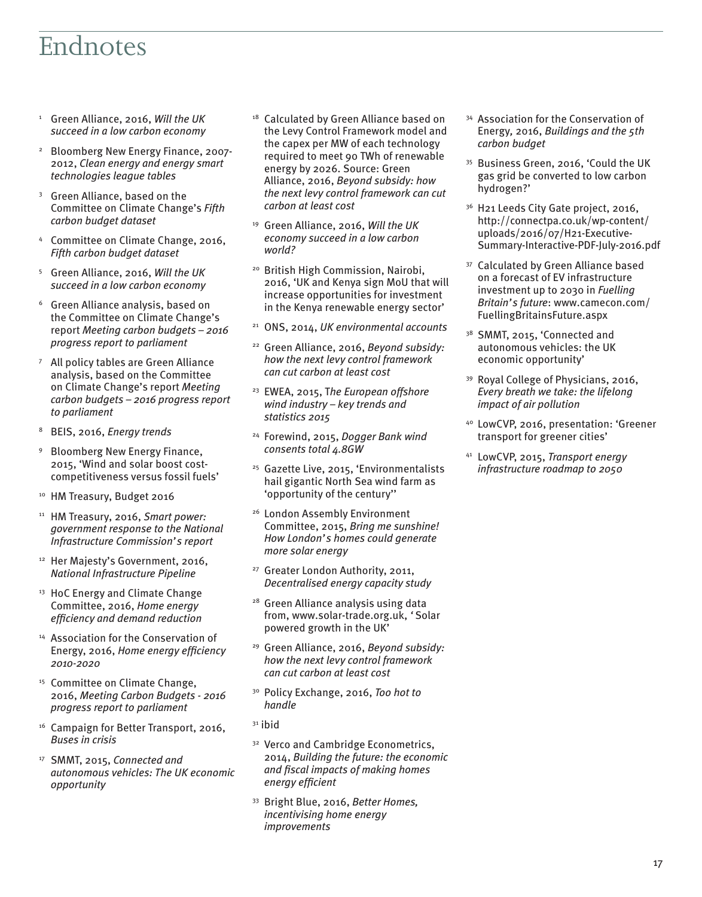# Endnotes

1. Green Alliance, 2016, *Will the UK succeed in a low carbon economy*
2. Bloomberg New Energy Finance, 2007-2012, *Clean energy and energy smart technologies league tables*
3. Green Alliance, based on the Committee on Climate Change's *Fifth carbon budget dataset*
4. Committee on Climate Change, 2016, *Fifth carbon budget dataset*
5. Green Alliance, 2016, *Will the UK succeed in a low carbon economy*
6. Green Alliance analysis, based on the Committee on Climate Change's report *Meeting carbon budgets – 2016 progress report to parliament*
7. All policy tables are Green Alliance analysis, based on the Committee on Climate Change's report *Meeting carbon budgets – 2016 progress report to parliament*
8. BEIS, 2016, *Energy trends*
9. Bloomberg New Energy Finance, 2015, 'Wind and solar boost cost-competitiveness versus fossil fuels'
10. HM Treasury, Budget 2016
11. HM Treasury, 2016, *Smart power: government response to the National Infrastructure Commission's report*
12. Her Majesty's Government, 2016, *National Infrastructure Pipeline*
13. HoC Energy and Climate Change Committee, 2016, *Home energy efficiency and demand reduction*
14. Association for the Conservation of Energy, 2016, *Home energy efficiency 2010-2020*
15. Committee on Climate Change, 2016, *Meeting Carbon Budgets - 2016 progress report to parliament*
16. Campaign for Better Transport, 2016, *Buses in crisis*
17. SMMT, 2015, *Connected and autonomous vehicles: The UK economic opportunity*
18. Calculated by Green Alliance based on the Levy Control Framework model and the capex per MW of each technology required to meet 90 TWh of renewable energy by 2026. Source: Green Alliance, 2016, *Beyond subsidy: how the next levy control framework can cut carbon at least cost*
19. Green Alliance, 2016, *Will the UK economy succeed in a low carbon world?*
20. British High Commission, Nairobi, 2016, 'UK and Kenya sign MoU that will increase opportunities for investment in the Kenya renewable energy sector'
21. ONS, 2014, *UK environmental accounts*
22. Green Alliance, 2016, *Beyond subsidy: how the next levy control framework can cut carbon at least cost*
23. EWEA, 2015, T*he European offshore wind industry – key trends and statistics 2015*
24. Forewind, 2015, *Dogger Bank wind consents total 4.8GW*
25. Gazette Live, 2015, 'Environmentalists hail gigantic North Sea wind farm as 'opportunity of the century''
26. London Assembly Environment Committee, 2015, *Bring me sunshine! How London's homes could generate more solar energy*
27. Greater London Authority, 2011, *Decentralised energy capacity study*
28. Green Alliance analysis using data from, www.solar-trade.org.uk, ' Solar powered growth in the UK'
29. Green Alliance, 2016, *Beyond subsidy: how the next levy control framework can cut carbon at least cost*
30. Policy Exchange, 2016, *Too hot to handle*
31. ibid
32. Verco and Cambridge Econometrics, 2014, *Building the future: the economic and fiscal impacts of making homes energy efficient*
33. Bright Blue, 2016, *Better Homes, incentivising home energy improvements*
34. Association for the Conservation of Energy, 2016, *Buildings and the 5th carbon budget*
35. Business Green, 2016, 'Could the UK gas grid be converted to low carbon hydrogen?'
36. H21 Leeds City Gate project, 2016, http://connectpa.co.uk/wp-content/uploads/2016/07/H21-Executive-Summary-Interactive-PDF-July-2016.pdf
37. Calculated by Green Alliance based on a forecast of EV infrastructure investment up to 2030 in *Fuelling Britain's future*: www.camecon.com/FuellingBritainsFuture.aspx
38. SMMT, 2015, 'Connected and autonomous vehicles: the UK economic opportunity'
39. Royal College of Physicians, 2016, *Every breath we take: the lifelong impact of air pollution*
40. LowCVP, 2016, presentation: 'Greener transport for greener cities'
41. LowCVP, 2015, *Transport energy infrastructure roadmap to 2050*